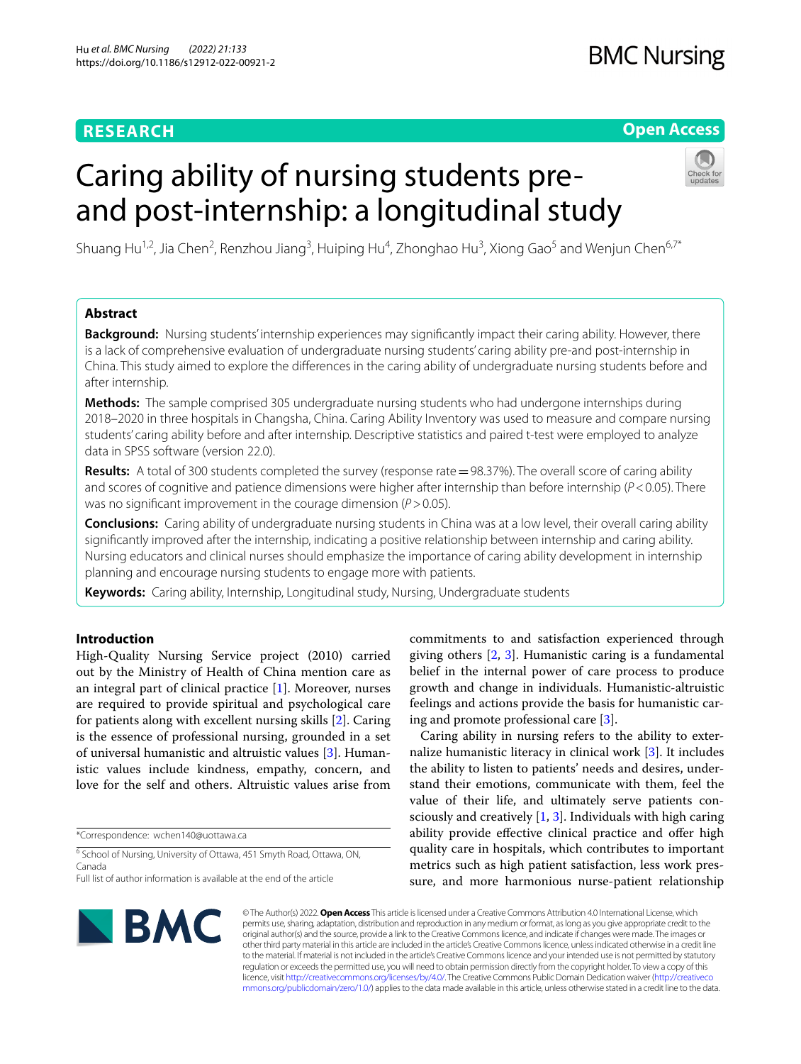RESEARCH

Open Access

# Caring ability of nursing students pre-and post-internship: a longitudinal study

Shuang Hu[1,2], Jia Chen[2], Renzhou Jiang[3], Huiping Hu[4], Zhonghao Hu[3], Xiong Gao[5] and Wenjun Chen[6,7*]

## Abstract

**Background:** Nursing students' internship experiences may significantly impact their caring ability. However, there is a lack of comprehensive evaluation of undergraduate nursing students' caring ability pre-and post-internship in China. This study aimed to explore the differences in the caring ability of undergraduate nursing students before and after internship.

**Methods:** The sample comprised 305 undergraduate nursing students who had undergone internships during 2018–2020 in three hospitals in Changsha, China. Caring Ability Inventory was used to measure and compare nursing students' caring ability before and after internship. Descriptive statistics and paired t-test were employed to analyze data in SPSS software (version 22.0).

**Results:** A total of 300 students completed the survey (response rate = 98.37%). The overall score of caring ability and scores of cognitive and patience dimensions were higher after internship than before internship ($P < 0.05$). There was no significant improvement in the courage dimension ($P > 0.05$).

**Conclusions:** Caring ability of undergraduate nursing students in China was at a low level, their overall caring ability significantly improved after the internship, indicating a positive relationship between internship and caring ability. Nursing educators and clinical nurses should emphasize the importance of caring ability development in internship planning and encourage nursing students to engage more with patients.

**Keywords:** Caring ability, Internship, Longitudinal study, Nursing, Undergraduate students

## Introduction

High-Quality Nursing Service project (2010) carried out by the Ministry of Health of China mention care as an integral part of clinical practice [1]. Moreover, nurses are required to provide spiritual and psychological care for patients along with excellent nursing skills [2]. Caring is the essence of professional nursing, grounded in a set of universal humanistic and altruistic values [3]. Humanistic values include kindness, empathy, concern, and love for the self and others. Altruistic values arise from commitments to and satisfaction experienced through giving others [2, 3]. Humanistic caring is a fundamental belief in the internal power of care process to produce growth and change in individuals. Humanistic-altruistic feelings and actions provide the basis for humanistic caring and promote professional care [3].

Caring ability in nursing refers to the ability to externalize humanistic literacy in clinical work [3]. It includes the ability to listen to patients' needs and desires, understand their emotions, communicate with them, feel the value of their life, and ultimately serve patients consciously and creatively [1, 3]. Individuals with high caring ability provide effective clinical practice and offer high quality care in hospitals, which contributes to important metrics such as high patient satisfaction, less work pressure, and more harmonious nurse-patient relationship

*Correspondence: wchen140@uottawa.ca

[6] School of Nursing, University of Ottawa, 451 Smyth Road, Ottawa, ON, Canada

Full list of author information is available at the end of the article

© The Author(s) 2022. **Open Access** This article is licensed under a Creative Commons Attribution 4.0 International License, which permits use, sharing, adaptation, distribution and reproduction in any medium or format, as long as you give appropriate credit to the original author(s) and the source, provide a link to the Creative Commons licence, and indicate if changes were made. The images or other third party material in this article are included in the article's Creative Commons licence, unless indicated otherwise in a credit line to the material. If material is not included in the article's Creative Commons licence and your intended use is not permitted by statutory regulation or exceeds the permitted use, you will need to obtain permission directly from the copyright holder. To view a copy of this licence, visit http://creativecommons.org/licenses/by/4.0/. The Creative Commons Public Domain Dedication waiver (http://creativecommons.org/publicdomain/zero/1.0/) applies to the data made available in this article, unless otherwise stated in a credit line to the data.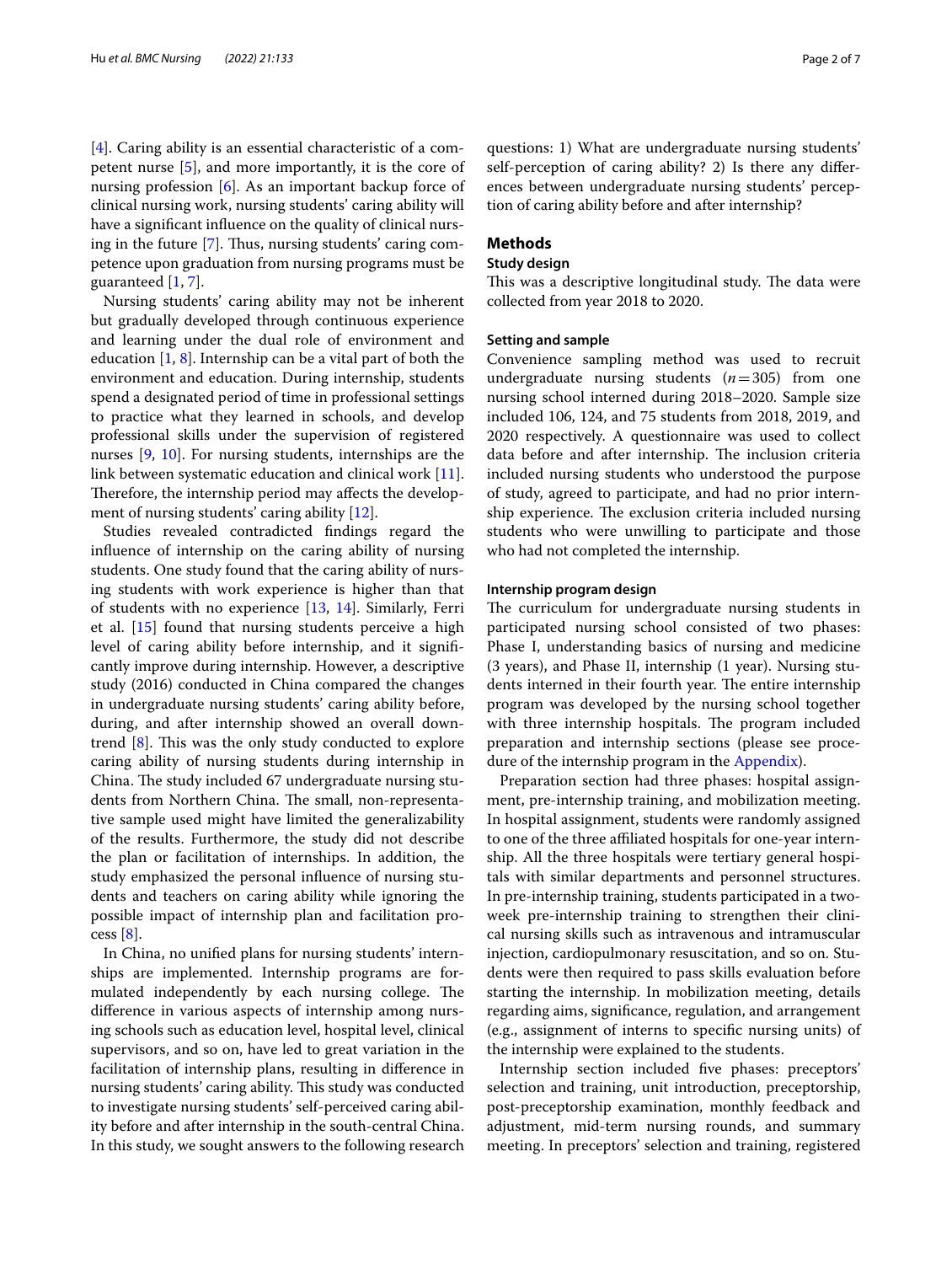[4]. Caring ability is an essential characteristic of a competent nurse [5], and more importantly, it is the core of nursing profession [6]. As an important backup force of clinical nursing work, nursing students' caring ability will have a significant influence on the quality of clinical nursing in the future [7]. Thus, nursing students' caring competence upon graduation from nursing programs must be guaranteed [1, 7].

Nursing students' caring ability may not be inherent but gradually developed through continuous experience and learning under the dual role of environment and education [1, 8]. Internship can be a vital part of both the environment and education. During internship, students spend a designated period of time in professional settings to practice what they learned in schools, and develop professional skills under the supervision of registered nurses [9, 10]. For nursing students, internships are the link between systematic education and clinical work [11]. Therefore, the internship period may affects the development of nursing students' caring ability [12].

Studies revealed contradicted findings regard the influence of internship on the caring ability of nursing students. One study found that the caring ability of nursing students with work experience is higher than that of students with no experience [13, 14]. Similarly, Ferri et al. [15] found that nursing students perceive a high level of caring ability before internship, and it significantly improve during internship. However, a descriptive study (2016) conducted in China compared the changes in undergraduate nursing students' caring ability before, during, and after internship showed an overall downtrend [8]. This was the only study conducted to explore caring ability of nursing students during internship in China. The study included 67 undergraduate nursing students from Northern China. The small, non-representative sample used might have limited the generalizability of the results. Furthermore, the study did not describe the plan or facilitation of internships. In addition, the study emphasized the personal influence of nursing students and teachers on caring ability while ignoring the possible impact of internship plan and facilitation process [8].

In China, no unified plans for nursing students' internships are implemented. Internship programs are formulated independently by each nursing college. The difference in various aspects of internship among nursing schools such as education level, hospital level, clinical supervisors, and so on, have led to great variation in the facilitation of internship plans, resulting in difference in nursing students' caring ability. This study was conducted to investigate nursing students' self-perceived caring ability before and after internship in the south-central China. In this study, we sought answers to the following research questions: 1) What are undergraduate nursing students' self-perception of caring ability? 2) Is there any differences between undergraduate nursing students' perception of caring ability before and after internship?

## Methods

### Study design

This was a descriptive longitudinal study. The data were collected from year 2018 to 2020.

### Setting and sample

Convenience sampling method was used to recruit undergraduate nursing students ($n = 305$) from one nursing school interned during 2018–2020. Sample size included 106, 124, and 75 students from 2018, 2019, and 2020 respectively. A questionnaire was used to collect data before and after internship. The inclusion criteria included nursing students who understood the purpose of study, agreed to participate, and had no prior internship experience. The exclusion criteria included nursing students who were unwilling to participate and those who had not completed the internship.

### Internship program design

The curriculum for undergraduate nursing students in participated nursing school consisted of two phases: Phase I, understanding basics of nursing and medicine (3 years), and Phase II, internship (1 year). Nursing students interned in their fourth year. The entire internship program was developed by the nursing school together with three internship hospitals. The program included preparation and internship sections (please see procedure of the internship program in the Appendix).

Preparation section had three phases: hospital assignment, pre-internship training, and mobilization meeting. In hospital assignment, students were randomly assigned to one of the three affiliated hospitals for one-year internship. All the three hospitals were tertiary general hospitals with similar departments and personnel structures. In pre-internship training, students participated in a two-week pre-internship training to strengthen their clinical nursing skills such as intravenous and intramuscular injection, cardiopulmonary resuscitation, and so on. Students were then required to pass skills evaluation before starting the internship. In mobilization meeting, details regarding aims, significance, regulation, and arrangement (e.g., assignment of interns to specific nursing units) of the internship were explained to the students.

Internship section included five phases: preceptors' selection and training, unit introduction, preceptorship, post-preceptorship examination, monthly feedback and adjustment, mid-term nursing rounds, and summary meeting. In preceptors' selection and training, registered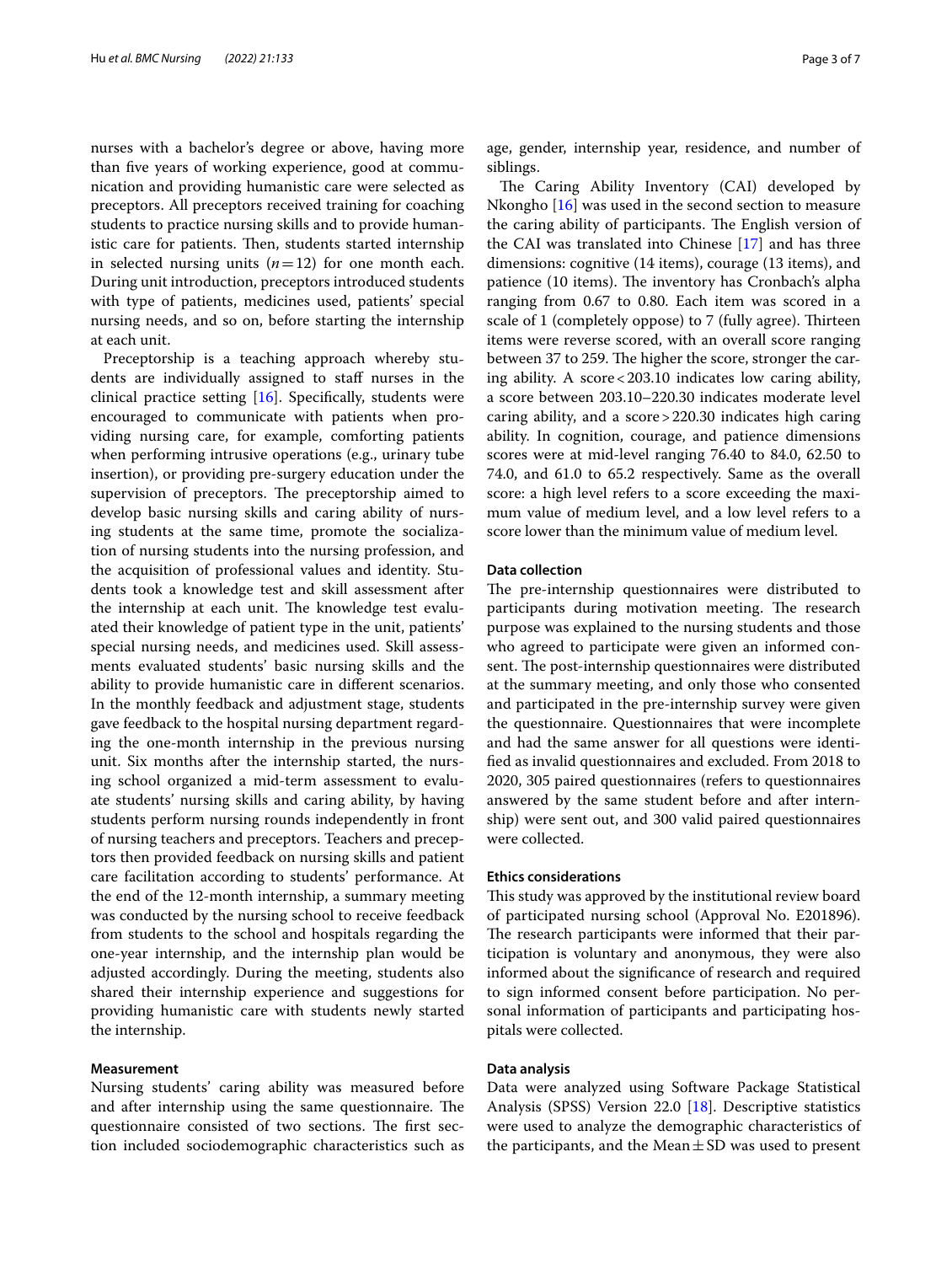nurses with a bachelor's degree or above, having more than five years of working experience, good at communication and providing humanistic care were selected as preceptors. All preceptors received training for coaching students to practice nursing skills and to provide humanistic care for patients. Then, students started internship in selected nursing units ($n = 12$) for one month each. During unit introduction, preceptors introduced students with type of patients, medicines used, patients' special nursing needs, and so on, before starting the internship at each unit.

Preceptorship is a teaching approach whereby students are individually assigned to staff nurses in the clinical practice setting [16]. Specifically, students were encouraged to communicate with patients when providing nursing care, for example, comforting patients when performing intrusive operations (e.g., urinary tube insertion), or providing pre-surgery education under the supervision of preceptors. The preceptorship aimed to develop basic nursing skills and caring ability of nursing students at the same time, promote the socialization of nursing students into the nursing profession, and the acquisition of professional values and identity. Students took a knowledge test and skill assessment after the internship at each unit. The knowledge test evaluated their knowledge of patient type in the unit, patients' special nursing needs, and medicines used. Skill assessments evaluated students' basic nursing skills and the ability to provide humanistic care in different scenarios. In the monthly feedback and adjustment stage, students gave feedback to the hospital nursing department regarding the one-month internship in the previous nursing unit. Six months after the internship started, the nursing school organized a mid-term assessment to evaluate students' nursing skills and caring ability, by having students perform nursing rounds independently in front of nursing teachers and preceptors. Teachers and preceptors then provided feedback on nursing skills and patient care facilitation according to students' performance. At the end of the 12-month internship, a summary meeting was conducted by the nursing school to receive feedback from students to the school and hospitals regarding the one-year internship, and the internship plan would be adjusted accordingly. During the meeting, students also shared their internship experience and suggestions for providing humanistic care with students newly started the internship.

### Measurement

Nursing students' caring ability was measured before and after internship using the same questionnaire. The questionnaire consisted of two sections. The first section included sociodemographic characteristics such as age, gender, internship year, residence, and number of siblings.

The Caring Ability Inventory (CAI) developed by Nkongho [16] was used in the second section to measure the caring ability of participants. The English version of the CAI was translated into Chinese [17] and has three dimensions: cognitive (14 items), courage (13 items), and patience (10 items). The inventory has Cronbach's alpha ranging from 0.67 to 0.80. Each item was scored in a scale of 1 (completely oppose) to 7 (fully agree). Thirteen items were reverse scored, with an overall score ranging between 37 to 259. The higher the score, stronger the caring ability. A score < 203.10 indicates low caring ability, a score between 203.10–220.30 indicates moderate level caring ability, and a score > 220.30 indicates high caring ability. In cognition, courage, and patience dimensions scores were at mid-level ranging 76.40 to 84.0, 62.50 to 74.0, and 61.0 to 65.2 respectively. Same as the overall score: a high level refers to a score exceeding the maximum value of medium level, and a low level refers to a score lower than the minimum value of medium level.

### Data collection

The pre-internship questionnaires were distributed to participants during motivation meeting. The research purpose was explained to the nursing students and those who agreed to participate were given an informed consent. The post-internship questionnaires were distributed at the summary meeting, and only those who consented and participated in the pre-internship survey were given the questionnaire. Questionnaires that were incomplete and had the same answer for all questions were identified as invalid questionnaires and excluded. From 2018 to 2020, 305 paired questionnaires (refers to questionnaires answered by the same student before and after internship) were sent out, and 300 valid paired questionnaires were collected.

### Ethics considerations

This study was approved by the institutional review board of participated nursing school (Approval No. E201896). The research participants were informed that their participation is voluntary and anonymous, they were also informed about the significance of research and required to sign informed consent before participation. No personal information of participants and participating hospitals were collected.

### Data analysis

Data were analyzed using Software Package Statistical Analysis (SPSS) Version 22.0 [18]. Descriptive statistics were used to analyze the demographic characteristics of the participants, and the Mean ± SD was used to present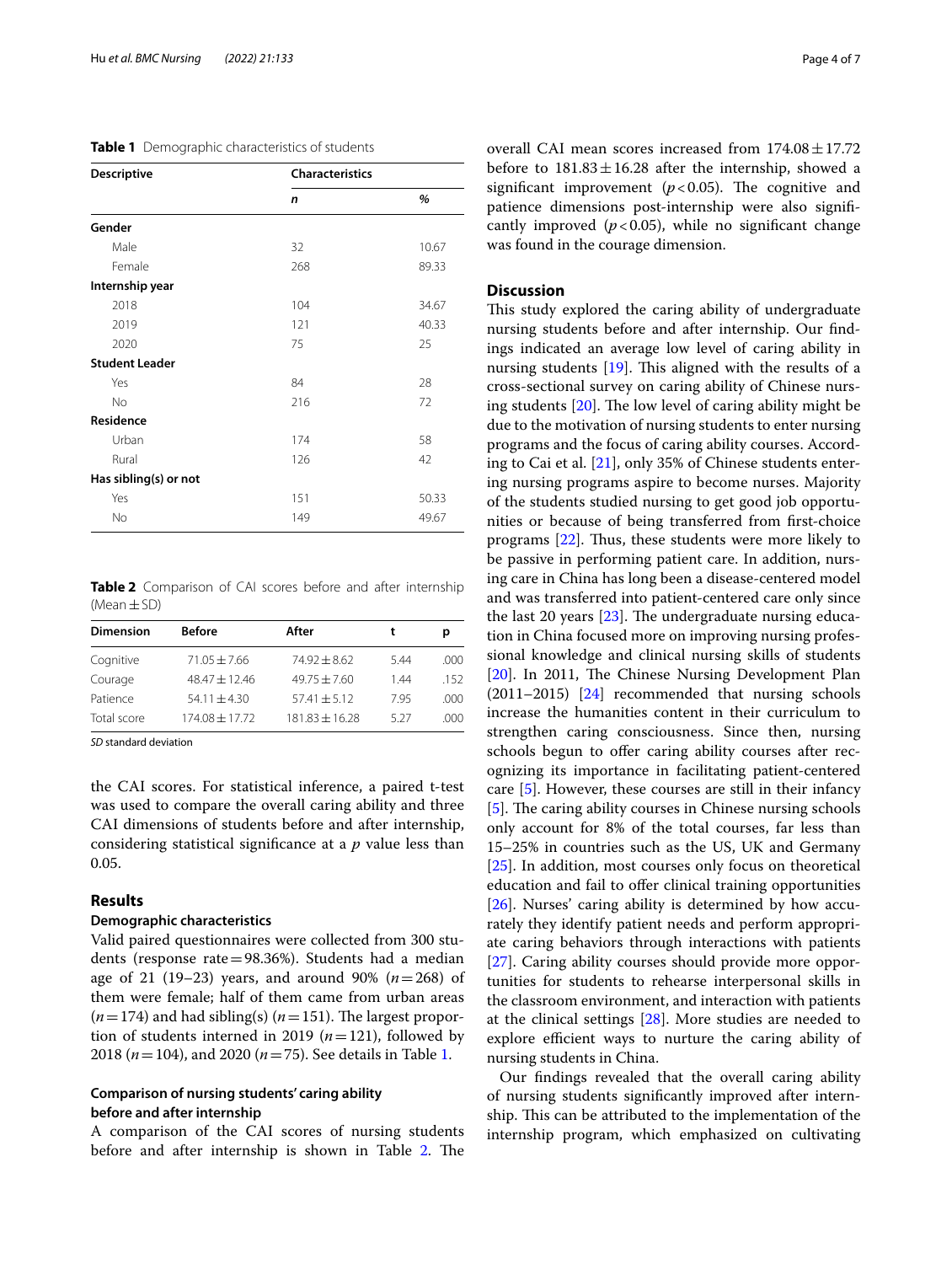**Table 1** Demographic characteristics of students

| Descriptive | Characteristics | |
|---|---|---|
| | *n* | % |
| **Gender** | | |
| Male | 32 | 10.67 |
| Female | 268 | 89.33 |
| **Internship year** | | |
| 2018 | 104 | 34.67 |
| 2019 | 121 | 40.33 |
| 2020 | 75 | 25 |
| **Student Leader** | | |
| Yes | 84 | 28 |
| No | 216 | 72 |
| **Residence** | | |
| Urban | 174 | 58 |
| Rural | 126 | 42 |
| **Has sibling(s) or not** | | |
| Yes | 151 | 50.33 |
| No | 149 | 49.67 |

**Table 2** Comparison of CAI scores before and after internship (Mean ± SD)

| Dimension | Before | After | t | p |
|---|---|---|---|---|
| Cognitive | 71.05 ± 7.66 | 74.92 ± 8.62 | 5.44 | .000 |
| Courage | 48.47 ± 12.46 | 49.75 ± 7.60 | 1.44 | .152 |
| Patience | 54.11 ± 4.30 | 57.41 ± 5.12 | 7.95 | .000 |
| Total score | 174.08 ± 17.72 | 181.83 ± 16.28 | 5.27 | .000 |

*SD* standard deviation

the CAI scores. For statistical inference, a paired t-test was used to compare the overall caring ability and three CAI dimensions of students before and after internship, considering statistical significance at a *p* value less than 0.05.

## Results

### Demographic characteristics

Valid paired questionnaires were collected from 300 students (response rate = 98.36%). Students had a median age of 21 (19–23) years, and around 90% ($n = 268$) of them were female; half of them came from urban areas ($n = 174$) and had sibling(s) ($n = 151$). The largest proportion of students interned in 2019 ($n = 121$), followed by 2018 ($n = 104$), and 2020 ($n = 75$). See details in Table 1.

### Comparison of nursing students' caring ability before and after internship

A comparison of the CAI scores of nursing students before and after internship is shown in Table 2. The overall CAI mean scores increased from 174.08 ± 17.72 before to 181.83 ± 16.28 after the internship, showed a significant improvement ($p < 0.05$). The cognitive and patience dimensions post-internship were also significantly improved ($p < 0.05$), while no significant change was found in the courage dimension.

## Discussion

This study explored the caring ability of undergraduate nursing students before and after internship. Our findings indicated an average low level of caring ability in nursing students [19]. This aligned with the results of a cross-sectional survey on caring ability of Chinese nursing students [20]. The low level of caring ability might be due to the motivation of nursing students to enter nursing programs and the focus of caring ability courses. According to Cai et al. [21], only 35% of Chinese students entering nursing programs aspire to become nurses. Majority of the students studied nursing to get good job opportunities or because of being transferred from first-choice programs [22]. Thus, these students were more likely to be passive in performing patient care. In addition, nursing care in China has long been a disease-centered model and was transferred into patient-centered care only since the last 20 years [23]. The undergraduate nursing education in China focused more on improving nursing professional knowledge and clinical nursing skills of students [20]. In 2011, The Chinese Nursing Development Plan (2011–2015) [24] recommended that nursing schools increase the humanities content in their curriculum to strengthen caring consciousness. Since then, nursing schools begun to offer caring ability courses after recognizing its importance in facilitating patient-centered care [5]. However, these courses are still in their infancy [5]. The caring ability courses in Chinese nursing schools only account for 8% of the total courses, far less than 15–25% in countries such as the US, UK and Germany [25]. In addition, most courses only focus on theoretical education and fail to offer clinical training opportunities [26]. Nurses' caring ability is determined by how accurately they identify patient needs and perform appropriate caring behaviors through interactions with patients [27]. Caring ability courses should provide more opportunities for students to rehearse interpersonal skills in the classroom environment, and interaction with patients at the clinical settings [28]. More studies are needed to explore efficient ways to nurture the caring ability of nursing students in China.

Our findings revealed that the overall caring ability of nursing students significantly improved after internship. This can be attributed to the implementation of the internship program, which emphasized on cultivating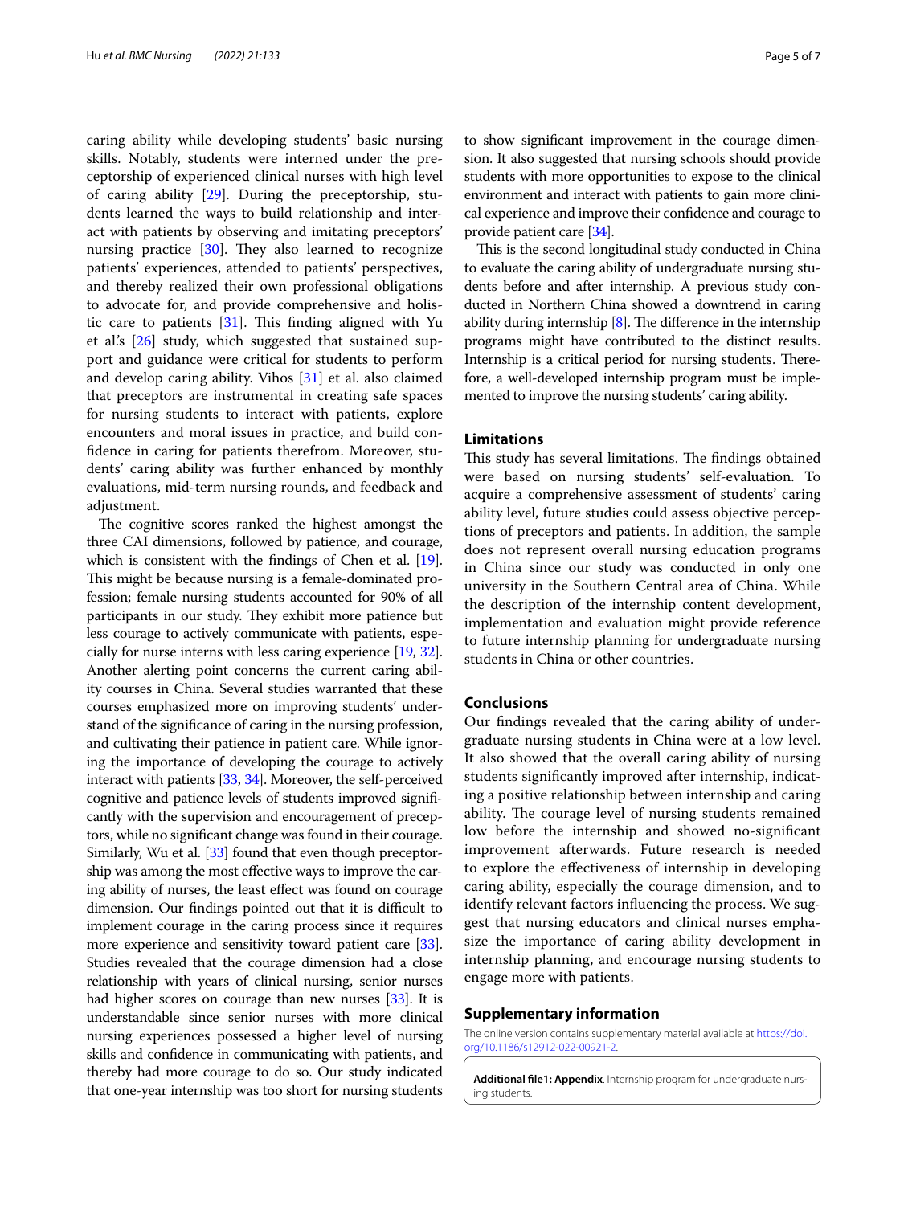caring ability while developing students' basic nursing skills. Notably, students were interned under the preceptorship of experienced clinical nurses with high level of caring ability [29]. During the preceptorship, students learned the ways to build relationship and interact with patients by observing and imitating preceptors' nursing practice [30]. They also learned to recognize patients' experiences, attended to patients' perspectives, and thereby realized their own professional obligations to advocate for, and provide comprehensive and holistic care to patients [31]. This finding aligned with Yu et al.'s [26] study, which suggested that sustained support and guidance were critical for students to perform and develop caring ability. Vihos [31] et al. also claimed that preceptors are instrumental in creating safe spaces for nursing students to interact with patients, explore encounters and moral issues in practice, and build confidence in caring for patients therefrom. Moreover, students' caring ability was further enhanced by monthly evaluations, mid-term nursing rounds, and feedback and adjustment.

The cognitive scores ranked the highest amongst the three CAI dimensions, followed by patience, and courage, which is consistent with the findings of Chen et al. [19]. This might be because nursing is a female-dominated profession; female nursing students accounted for 90% of all participants in our study. They exhibit more patience but less courage to actively communicate with patients, especially for nurse interns with less caring experience [19, 32]. Another alerting point concerns the current caring ability courses in China. Several studies warranted that these courses emphasized more on improving students' understand of the significance of caring in the nursing profession, and cultivating their patience in patient care. While ignoring the importance of developing the courage to actively interact with patients [33, 34]. Moreover, the self-perceived cognitive and patience levels of students improved significantly with the supervision and encouragement of preceptors, while no significant change was found in their courage. Similarly, Wu et al. [33] found that even though preceptorship was among the most effective ways to improve the caring ability of nurses, the least effect was found on courage dimension. Our findings pointed out that it is difficult to implement courage in the caring process since it requires more experience and sensitivity toward patient care [33]. Studies revealed that the courage dimension had a close relationship with years of clinical nursing, senior nurses had higher scores on courage than new nurses [33]. It is understandable since senior nurses with more clinical nursing experiences possessed a higher level of nursing skills and confidence in communicating with patients, and thereby had more courage to do so. Our study indicated that one-year internship was too short for nursing students to show significant improvement in the courage dimension. It also suggested that nursing schools should provide students with more opportunities to expose to the clinical environment and interact with patients to gain more clinical experience and improve their confidence and courage to provide patient care [34].

This is the second longitudinal study conducted in China to evaluate the caring ability of undergraduate nursing students before and after internship. A previous study conducted in Northern China showed a downtrend in caring ability during internship [8]. The difference in the internship programs might have contributed to the distinct results. Internship is a critical period for nursing students. Therefore, a well-developed internship program must be implemented to improve the nursing students' caring ability.

## Limitations

This study has several limitations. The findings obtained were based on nursing students' self-evaluation. To acquire a comprehensive assessment of students' caring ability level, future studies could assess objective perceptions of preceptors and patients. In addition, the sample does not represent overall nursing education programs in China since our study was conducted in only one university in the Southern Central area of China. While the description of the internship content development, implementation and evaluation might provide reference to future internship planning for undergraduate nursing students in China or other countries.

## Conclusions

Our findings revealed that the caring ability of undergraduate nursing students in China were at a low level. It also showed that the overall caring ability of nursing students significantly improved after internship, indicating a positive relationship between internship and caring ability. The courage level of nursing students remained low before the internship and showed no-significant improvement afterwards. Future research is needed to explore the effectiveness of internship in developing caring ability, especially the courage dimension, and to identify relevant factors influencing the process. We suggest that nursing educators and clinical nurses emphasize the importance of caring ability development in internship planning, and encourage nursing students to engage more with patients.

## Supplementary information

The online version contains supplementary material available at https://doi.org/10.1186/s12912-022-00921-2.

**Additional file1: Appendix**. Internship program for undergraduate nursing students.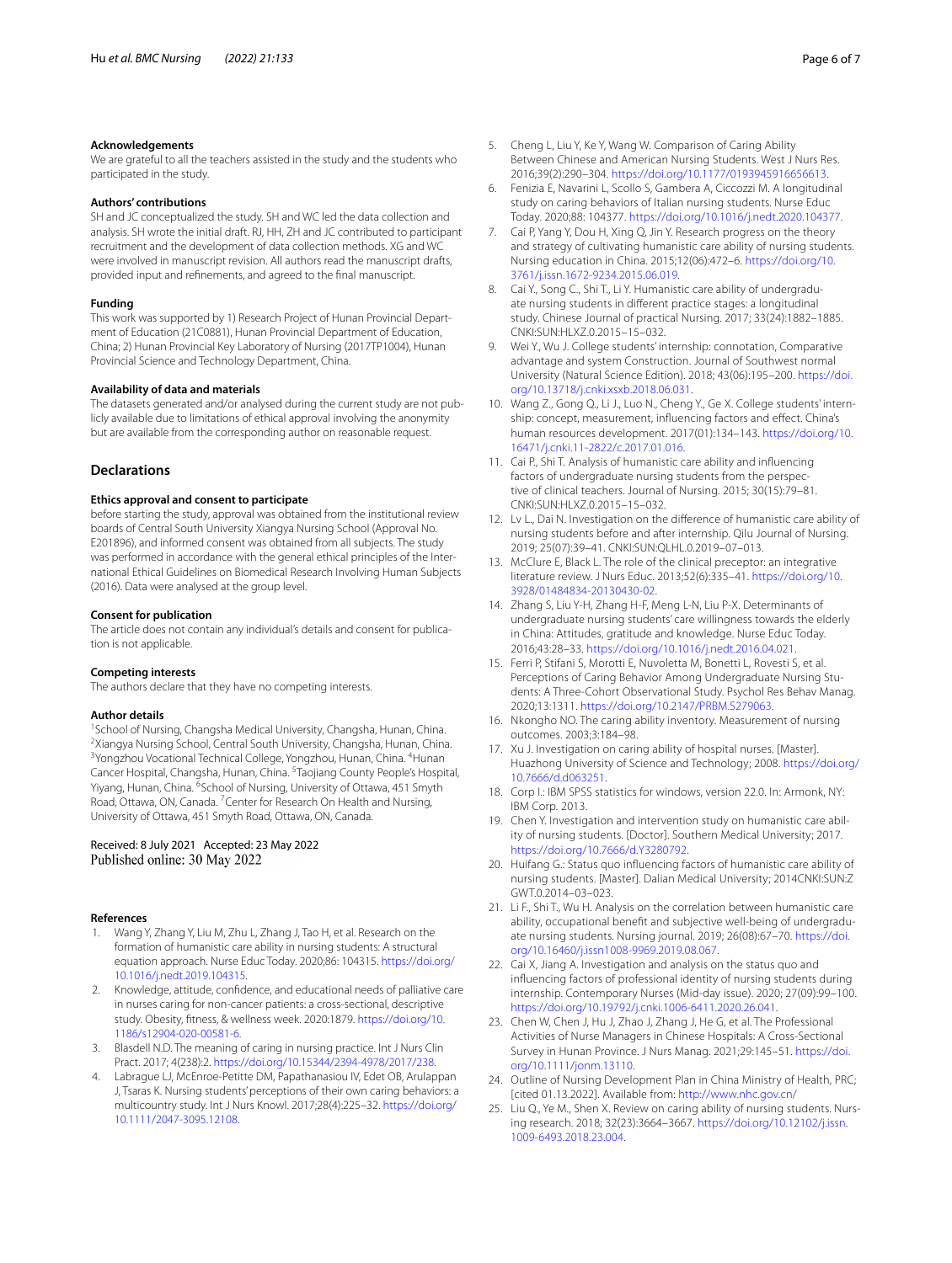#### Acknowledgements

We are grateful to all the teachers assisted in the study and the students who participated in the study.

#### Authors' contributions

SH and JC conceptualized the study. SH and WC led the data collection and analysis. SH wrote the initial draft. RJ, HH, ZH and JC contributed to participant recruitment and the development of data collection methods. XG and WC were involved in manuscript revision. All authors read the manuscript drafts, provided input and refinements, and agreed to the final manuscript.

#### Funding

This work was supported by 1) Research Project of Hunan Provincial Department of Education (21C0881), Hunan Provincial Department of Education, China; 2) Hunan Provincial Key Laboratory of Nursing (2017TP1004), Hunan Provincial Science and Technology Department, China.

#### Availability of data and materials

The datasets generated and/or analysed during the current study are not publicly available due to limitations of ethical approval involving the anonymity but are available from the corresponding author on reasonable request.

## Declarations

#### Ethics approval and consent to participate

before starting the study, approval was obtained from the institutional review boards of Central South University Xiangya Nursing School (Approval No. E201896), and informed consent was obtained from all subjects. The study was performed in accordance with the general ethical principles of the International Ethical Guidelines on Biomedical Research Involving Human Subjects (2016). Data were analysed at the group level.

#### Consent for publication

The article does not contain any individual's details and consent for publication is not applicable.

#### Competing interests

The authors declare that they have no competing interests.

#### Author details

[1]School of Nursing, Changsha Medical University, Changsha, Hunan, China. [2]Xiangya Nursing School, Central South University, Changsha, Hunan, China. [3]Yongzhou Vocational Technical College, Yongzhou, Hunan, China. [4]Hunan Cancer Hospital, Changsha, Hunan, China. [5]Taojiang County People's Hospital, Yiyang, Hunan, China. [6]School of Nursing, University of Ottawa, 451 Smyth Road, Ottawa, ON, Canada. [7]Center for Research On Health and Nursing, University of Ottawa, 451 Smyth Road, Ottawa, ON, Canada.

Received: 8 July 2021 Accepted: 23 May 2022
Published online: 30 May 2022

#### References

1. Wang Y, Zhang Y, Liu M, Zhu L, Zhang J, Tao H, et al. Research on the formation of humanistic care ability in nursing students: A structural equation approach. Nurse Educ Today. 2020;86: 104315. https://doi.org/10.1016/j.nedt.2019.104315.
2. Knowledge, attitude, confidence, and educational needs of palliative care in nurses caring for non-cancer patients: a cross-sectional, descriptive study. Obesity, fitness, & wellness week. 2020:1879. https://doi.org/10.1186/s12904-020-00581-6.
3. Blasdell N.D. The meaning of caring in nursing practice. Int J Nurs Clin Pract. 2017; 4(238):2. https://doi.org/10.15344/2394-4978/2017/238.
4. Labrague LJ, McEnroe-Petitte DM, Papathanasiou IV, Edet OB, Arulappan J, Tsaras K. Nursing students' perceptions of their own caring behaviors: a multicountry study. Int J Nurs Knowl. 2017;28(4):225–32. https://doi.org/10.1111/2047-3095.12108.
5. Cheng L, Liu Y, Ke Y, Wang W. Comparison of Caring Ability Between Chinese and American Nursing Students. West J Nurs Res. 2016;39(2):290–304. https://doi.org/10.1177/0193945916656613.
6. Fenizia E, Navarini L, Scollo S, Gambera A, Ciccozzi M. A longitudinal study on caring behaviors of Italian nursing students. Nurse Educ Today. 2020;88: 104377. https://doi.org/10.1016/j.nedt.2020.104377.
7. Cai P, Yang Y, Dou H, Xing Q, Jin Y. Research progress on the theory and strategy of cultivating humanistic care ability of nursing students. Nursing education in China. 2015;12(06):472–6. https://doi.org/10.3761/j.issn.1672-9234.2015.06.019.
8. Cai Y., Song C., Shi T., Li Y. Humanistic care ability of undergraduate nursing students in different practice stages: a longitudinal study. Chinese Journal of practical Nursing. 2017; 33(24):1882–1885. CNKI:SUN:HLXZ.0.2015–15–032.
9. Wei Y., Wu J. College students' internship: connotation, Comparative advantage and system Construction. Journal of Southwest normal University (Natural Science Edition). 2018; 43(06):195–200. https://doi.org/10.13718/j.cnki.xsxb.2018.06.031.
10. Wang Z., Gong Q., Li J., Luo N., Cheng Y., Ge X. College students' internship: concept, measurement, influencing factors and effect. China's human resources development. 2017(01):134–143. https://doi.org/10.16471/j.cnki.11-2822/c.2017.01.016.
11. Cai P., Shi T. Analysis of humanistic care ability and influencing factors of undergraduate nursing students from the perspective of clinical teachers. Journal of Nursing. 2015; 30(15):79–81. CNKI:SUN:HLXZ.0.2015–15–032.
12. Lv L., Dai N. Investigation on the difference of humanistic care ability of nursing students before and after internship. Qilu Journal of Nursing. 2019; 25(07):39–41. CNKI:SUN:QLHL.0.2019–07–013.
13. McClure E, Black L. The role of the clinical preceptor: an integrative literature review. J Nurs Educ. 2013;52(6):335–41. https://doi.org/10.3928/01484834-20130430-02.
14. Zhang S, Liu Y-H, Zhang H-F, Meng L-N, Liu P-X. Determinants of undergraduate nursing students' care willingness towards the elderly in China: Attitudes, gratitude and knowledge. Nurse Educ Today. 2016;43:28–33. https://doi.org/10.1016/j.nedt.2016.04.021.
15. Ferri P, Stifani S, Morotti E, Nuvoletta M, Bonetti L, Rovesti S, et al. Perceptions of Caring Behavior Among Undergraduate Nursing Students: A Three-Cohort Observational Study. Psychol Res Behav Manag. 2020;13:1311. https://doi.org/10.2147/PRBM.S279063.
16. Nkongho NO. The caring ability inventory. Measurement of nursing outcomes. 2003;3:184–98.
17. Xu J. Investigation on caring ability of hospital nurses. [Master]. Huazhong University of Science and Technology; 2008. https://doi.org/10.7666/d.d063251.
18. Corp I.: IBM SPSS statistics for windows, version 22.0. In: Armonk, NY: IBM Corp. 2013.
19. Chen Y. Investigation and intervention study on humanistic care ability of nursing students. [Doctor]. Southern Medical University; 2017. https://doi.org/10.7666/d.Y3280792.
20. Huifang G.: Status quo influencing factors of humanistic care ability of nursing students. [Master]. Dalian Medical University; 2014CNKI:SUN:ZGWT.0.2014–03–023.
21. Li F., Shi T., Wu H. Analysis on the correlation between humanistic care ability, occupational benefit and subjective well-being of undergraduate nursing students. Nursing journal. 2019; 26(08):67–70. https://doi.org/10.16460/j.issn1008-9969.2019.08.067.
22. Cai X, Jiang A. Investigation and analysis on the status quo and influencing factors of professional identity of nursing students during internship. Contemporary Nurses (Mid-day issue). 2020; 27(09):99–100. https://doi.org/10.19792/j.cnki.1006-6411.2020.26.041.
23. Chen W, Chen J, Hu J, Zhao J, Zhang J, He G, et al. The Professional Activities of Nurse Managers in Chinese Hospitals: A Cross-Sectional Survey in Hunan Province. J Nurs Manag. 2021;29:145–51. https://doi.org/10.1111/jonm.13110.
24. Outline of Nursing Development Plan in China Ministry of Health, PRC; [cited 01.13.2022]. Available from: http://www.nhc.gov.cn/
25. Liu Q., Ye M., Shen X. Review on caring ability of nursing students. Nursing research. 2018; 32(23):3664–3667. https://doi.org/10.12102/j.issn.1009-6493.2018.23.004.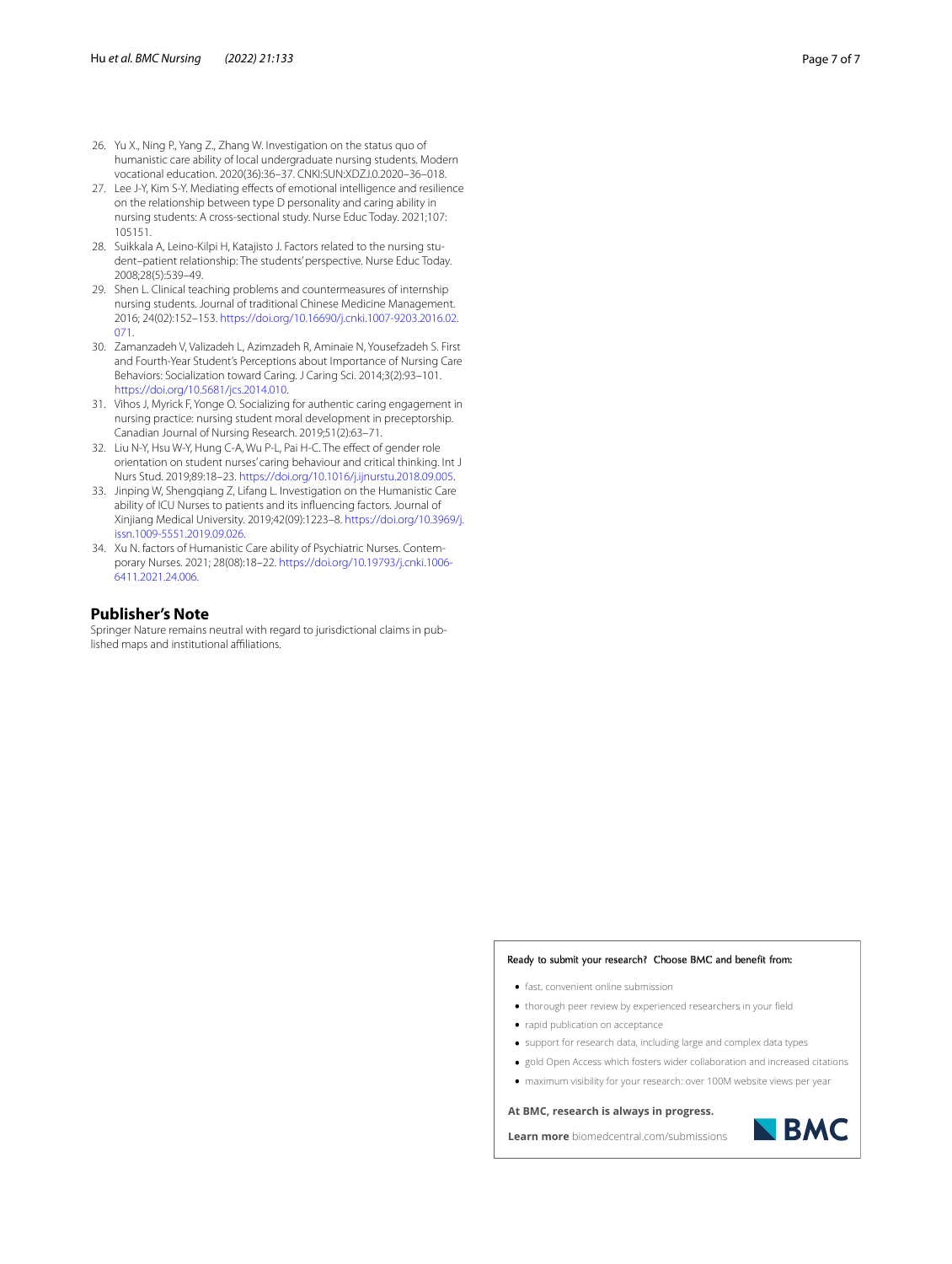26. Yu X., Ning P., Yang Z., Zhang W. Investigation on the status quo of humanistic care ability of local undergraduate nursing students. Modern vocational education. 2020(36):36–37. CNKI:SUN:XDZJ.0.2020–36–018.
27. Lee J-Y, Kim S-Y. Mediating effects of emotional intelligence and resilience on the relationship between type D personality and caring ability in nursing students: A cross-sectional study. Nurse Educ Today. 2021;107: 105151.
28. Suikkala A, Leino-Kilpi H, Katajisto J. Factors related to the nursing student–patient relationship: The students' perspective. Nurse Educ Today. 2008;28(5):539–49.
29. Shen L. Clinical teaching problems and countermeasures of internship nursing students. Journal of traditional Chinese Medicine Management. 2016; 24(02):152–153. https://doi.org/10.16690/j.cnki.1007-9203.2016.02.071.
30. Zamanzadeh V, Valizadeh L, Azimzadeh R, Aminaie N, Yousefzadeh S. First and Fourth-Year Student's Perceptions about Importance of Nursing Care Behaviors: Socialization toward Caring. J Caring Sci. 2014;3(2):93–101. https://doi.org/10.5681/jcs.2014.010.
31. Vihos J, Myrick F, Yonge O. Socializing for authentic caring engagement in nursing practice: nursing student moral development in preceptorship. Canadian Journal of Nursing Research. 2019;51(2):63–71.
32. Liu N-Y, Hsu W-Y, Hung C-A, Wu P-L, Pai H-C. The effect of gender role orientation on student nurses' caring behaviour and critical thinking. Int J Nurs Stud. 2019;89:18–23. https://doi.org/10.1016/j.ijnurstu.2018.09.005.
33. Jinping W, Shengqiang Z, Lifang L. Investigation on the Humanistic Care ability of ICU Nurses to patients and its influencing factors. Journal of Xinjiang Medical University. 2019;42(09):1223–8. https://doi.org/10.3969/j.issn.1009-5551.2019.09.026.
34. Xu N. factors of Humanistic Care ability of Psychiatric Nurses. Contemporary Nurses. 2021; 28(08):18–22. https://doi.org/10.19793/j.cnki.1006-6411.2021.24.006.

## Publisher's Note

Springer Nature remains neutral with regard to jurisdictional claims in published maps and institutional affiliations.

Ready to submit your research? Choose BMC and benefit from:

- fast, convenient online submission
- thorough peer review by experienced researchers in your field
- rapid publication on acceptance
- support for research data, including large and complex data types
- gold Open Access which fosters wider collaboration and increased citations
- maximum visibility for your research: over 100M website views per year

**At BMC, research is always in progress.**

**Learn more** biomedcentral.com/submissions

BMC